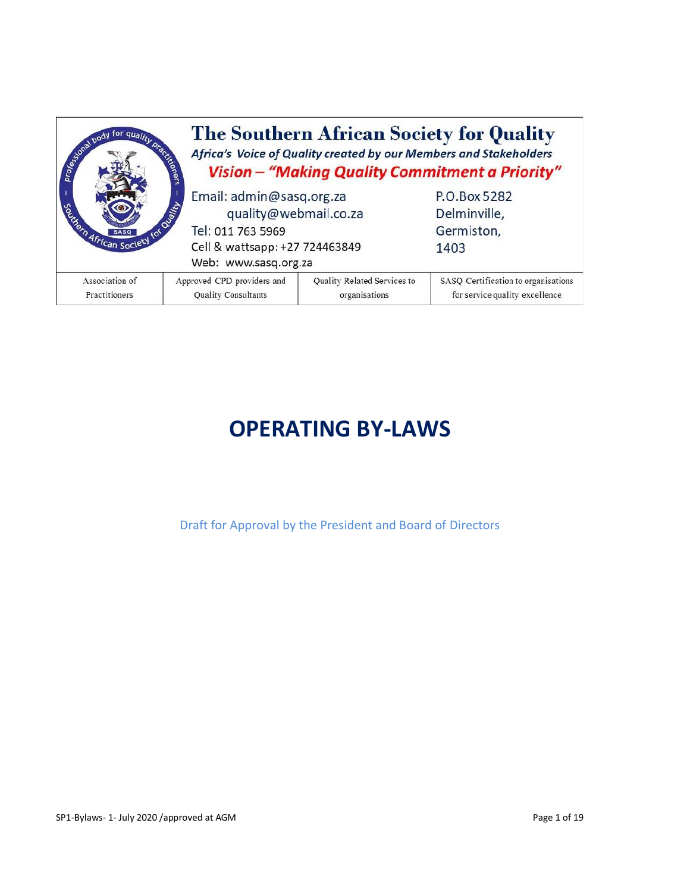# The Southern African Society for Quality

*Africa's Voice of Quality created by our Members and Stakeholders*

***Vision – "Making Quality Commitment a Priority"***

Email: admin@sasq.org.za
quality@webmail.co.za
Tel: 011 763 5969
Cell & wattsapp: +27 724463849
Web: www.sasq.org.za

P.O.Box 5282
Delminville,
Germiston,
1403

| Association of Practitioners | Approved CPD providers and Quality Consultants | Quality Related Services to organisations | SASQ Certification to organisations for service quality excellence |
|---|---|---|---|

# OPERATING BY-LAWS

Draft for Approval by the President and Board of Directors

SP1-Bylaws- 1- July 2020 /approved at AGM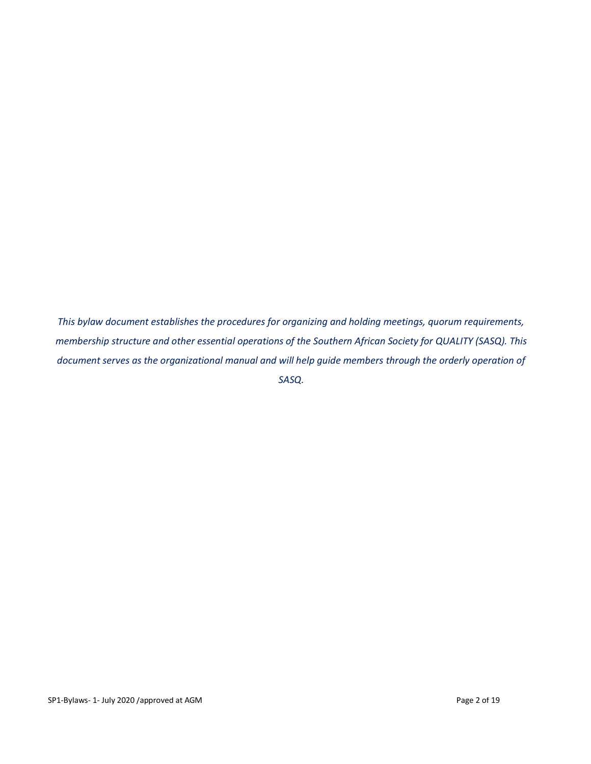*This bylaw document establishes the procedures for organizing and holding meetings, quorum requirements, membership structure and other essential operations of the Southern African Society for QUALITY (SASQ). This document serves as the organizational manual and will help guide members through the orderly operation of SASQ.*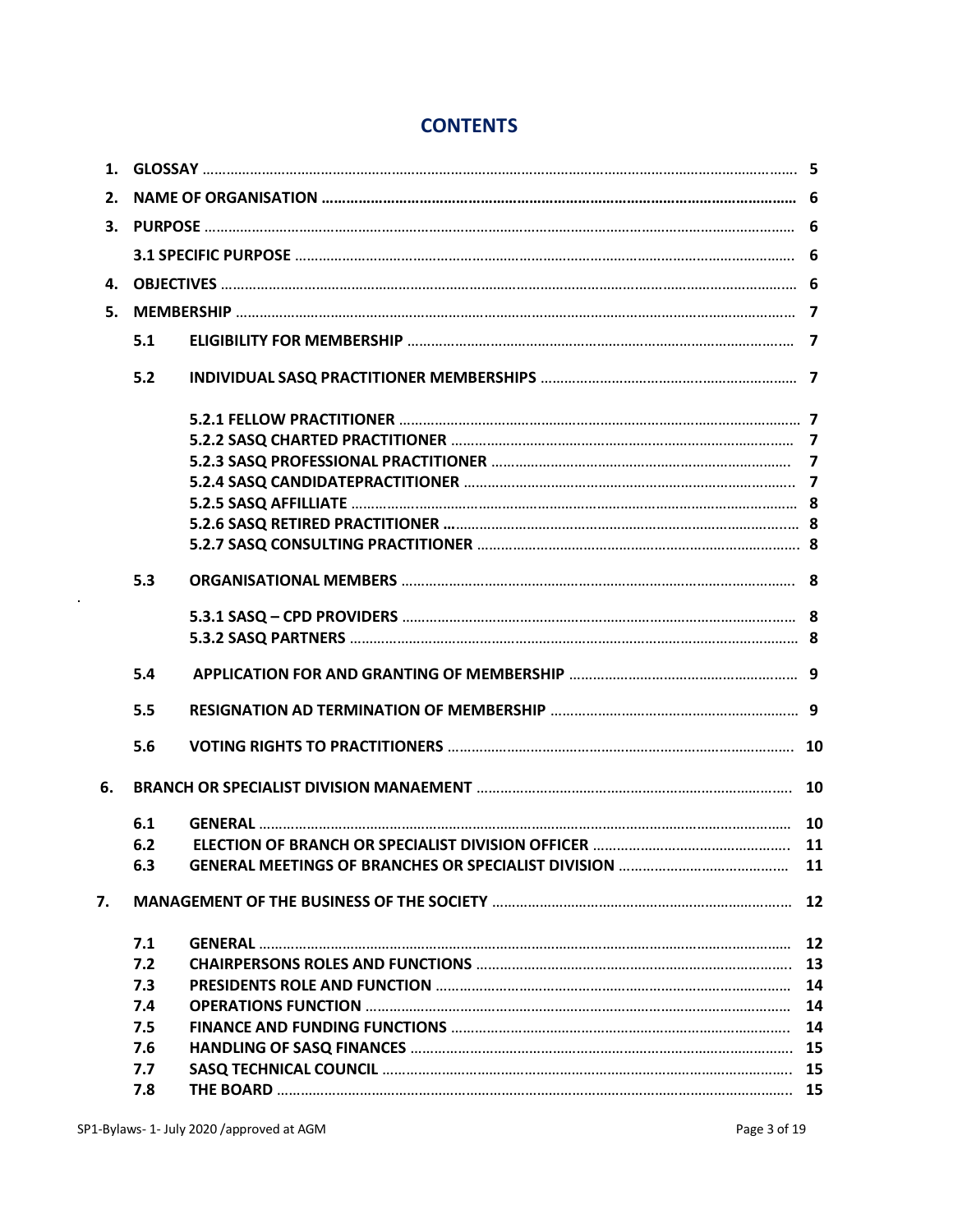# CONTENTS

| | | | |
|---|---|---|---|
| 1. | GLOSSAY | | 5 |
| 2. | NAME OF ORGANISATION | | 6 |
| 3. | PURPOSE | | 6 |
| | 3.1 SPECIFIC PURPOSE | | 6 |
| 4. | OBJECTIVES | | 6 |
| 5. | MEMBERSHIP | | 7 |
| | 5.1 | ELIGIBILITY FOR MEMBERSHIP | 7 |
| | 5.2 | INDIVIDUAL SASQ PRACTITIONER MEMBERSHIPS | 7 |
| | | 5.2.1 FELLOW PRACTITIONER | 7 |
| | | 5.2.2 SASQ CHARTED PRACTITIONER | 7 |
| | | 5.2.3 SASQ PROFESSIONAL PRACTITIONER | 7 |
| | | 5.2.4 SASQ CANDIDATEPRACTITIONER | 7 |
| | | 5.2.5 SASQ AFFILLIATE | 8 |
| | | 5.2.6 SASQ RETIRED PRACTITIONER | 8 |
| | | 5.2.7 SASQ CONSULTING PRACTITIONER | 8 |
| | 5.3 | ORGANISATIONAL MEMBERS | 8 |
| | | 5.3.1 SASQ – CPD PROVIDERS | 8 |
| | | 5.3.2 SASQ PARTNERS | 8 |
| | 5.4 | APPLICATION FOR AND GRANTING OF MEMBERSHIP | 9 |
| | 5.5 | RESIGNATION AD TERMINATION OF MEMBERSHIP | 9 |
| | 5.6 | VOTING RIGHTS TO PRACTITIONERS | 10 |
| 6. | BRANCH OR SPECIALIST DIVISION MANAEMENT | | 10 |
| | 6.1 | GENERAL | 10 |
| | 6.2 | ELECTION OF BRANCH OR SPECIALIST DIVISION OFFICER | 11 |
| | 6.3 | GENERAL MEETINGS OF BRANCHES OR SPECIALIST DIVISION | 11 |
| 7. | MANAGEMENT OF THE BUSINESS OF THE SOCIETY | | 12 |
| | 7.1 | GENERAL | 12 |
| | 7.2 | CHAIRPERSONS ROLES AND FUNCTIONS | 13 |
| | 7.3 | PRESIDENTS ROLE AND FUNCTION | 14 |
| | 7.4 | OPERATIONS FUNCTION | 14 |
| | 7.5 | FINANCE AND FUNDING FUNCTIONS | 14 |
| | 7.6 | HANDLING OF SASQ FINANCES | 15 |
| | 7.7 | SASQ TECHNICAL COUNCIL | 15 |
| | 7.8 | THE BOARD | 15 |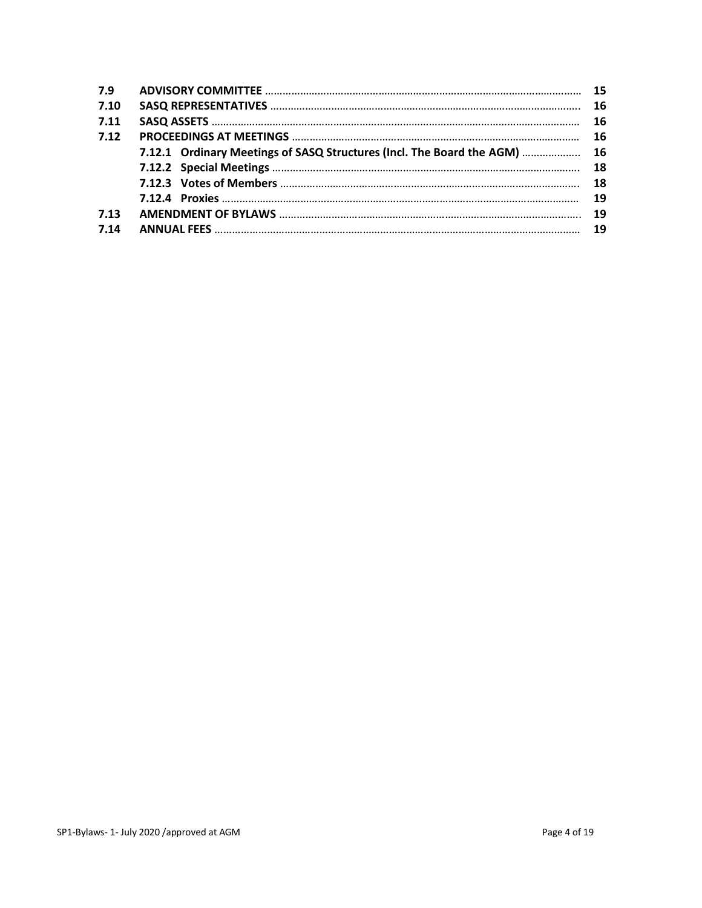| | | |
|---|---|---|
| **7.9** | **ADVISORY COMMITTEE** | **15** |
| **7.10** | **SASQ REPRESENTATIVES** | **16** |
| **7.11** | **SASQ ASSETS** | **16** |
| **7.12** | **PROCEEDINGS AT MEETINGS** | **16** |
| | **7.12.1 Ordinary Meetings of SASQ Structures (Incl. The Board the AGM)** | **16** |
| | **7.12.2 Special Meetings** | **18** |
| | **7.12.3 Votes of Members** | **18** |
| | **7.12.4 Proxies** | **19** |
| **7.13** | **AMENDMENT OF BYLAWS** | **19** |
| **7.14** | **ANNUAL FEES** | **19** |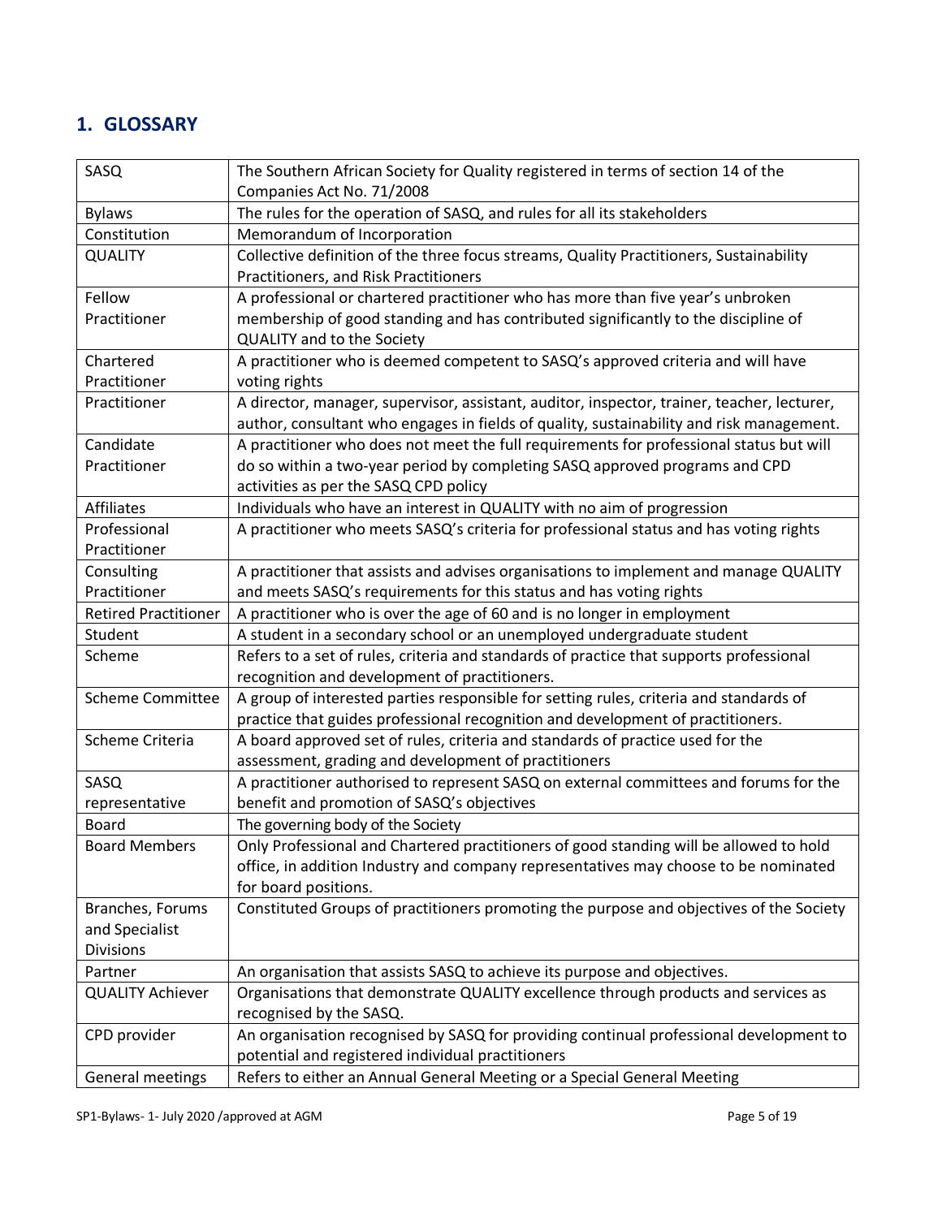## 1. GLOSSARY

| | |
|---|---|
| SASQ | The Southern African Society for Quality registered in terms of section 14 of the Companies Act No. 71/2008 |
| Bylaws | The rules for the operation of SASQ, and rules for all its stakeholders |
| Constitution | Memorandum of Incorporation |
| QUALITY | Collective definition of the three focus streams, Quality Practitioners, Sustainability Practitioners, and Risk Practitioners |
| Fellow Practitioner | A professional or chartered practitioner who has more than five year's unbroken membership of good standing and has contributed significantly to the discipline of QUALITY and to the Society |
| Chartered Practitioner | A practitioner who is deemed competent to SASQ's approved criteria and will have voting rights |
| Practitioner | A director, manager, supervisor, assistant, auditor, inspector, trainer, teacher, lecturer, author, consultant who engages in fields of quality, sustainability and risk management. |
| Candidate Practitioner | A practitioner who does not meet the full requirements for professional status but will do so within a two-year period by completing SASQ approved programs and CPD activities as per the SASQ CPD policy |
| Affiliates | Individuals who have an interest in QUALITY with no aim of progression |
| Professional Practitioner | A practitioner who meets SASQ's criteria for professional status and has voting rights |
| Consulting Practitioner | A practitioner that assists and advises organisations to implement and manage QUALITY and meets SASQ's requirements for this status and has voting rights |
| Retired Practitioner | A practitioner who is over the age of 60 and is no longer in employment |
| Student | A student in a secondary school or an unemployed undergraduate student |
| Scheme | Refers to a set of rules, criteria and standards of practice that supports professional recognition and development of practitioners. |
| Scheme Committee | A group of interested parties responsible for setting rules, criteria and standards of practice that guides professional recognition and development of practitioners. |
| Scheme Criteria | A board approved set of rules, criteria and standards of practice used for the assessment, grading and development of practitioners |
| SASQ representative | A practitioner authorised to represent SASQ on external committees and forums for the benefit and promotion of SASQ's objectives |
| Board | The governing body of the Society |
| Board Members | Only Professional and Chartered practitioners of good standing will be allowed to hold office, in addition Industry and company representatives may choose to be nominated for board positions. |
| Branches, Forums and Specialist Divisions | Constituted Groups of practitioners promoting the purpose and objectives of the Society |
| Partner | An organisation that assists SASQ to achieve its purpose and objectives. |
| QUALITY Achiever | Organisations that demonstrate QUALITY excellence through products and services as recognised by the SASQ. |
| CPD provider | An organisation recognised by SASQ for providing continual professional development to potential and registered individual practitioners |
| General meetings | Refers to either an Annual General Meeting or a Special General Meeting |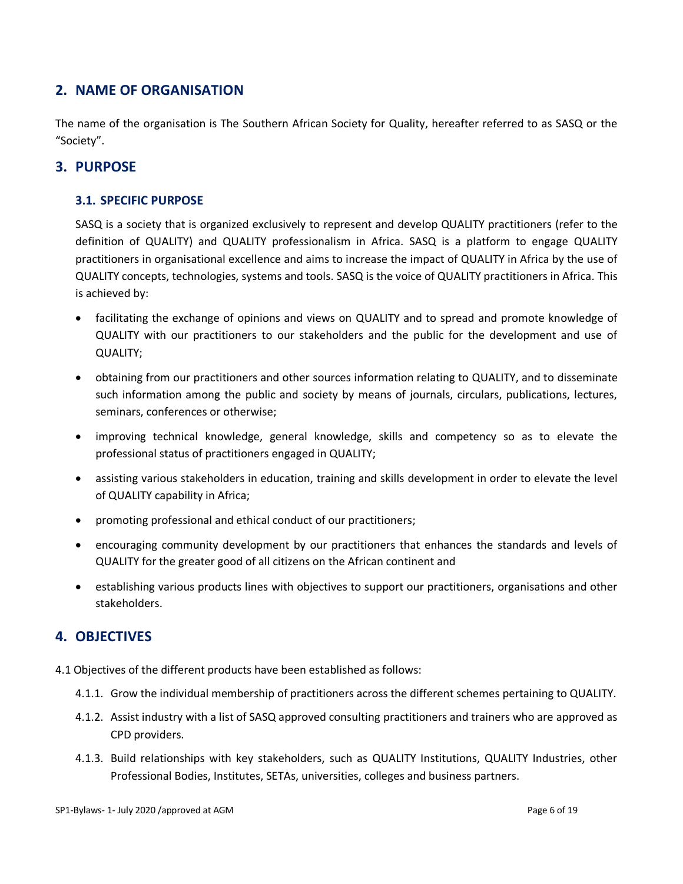## 2. NAME OF ORGANISATION

The name of the organisation is The Southern African Society for Quality, hereafter referred to as SASQ or the "Society".

## 3. PURPOSE

### 3.1. SPECIFIC PURPOSE

SASQ is a society that is organized exclusively to represent and develop QUALITY practitioners (refer to the definition of QUALITY) and QUALITY professionalism in Africa. SASQ is a platform to engage QUALITY practitioners in organisational excellence and aims to increase the impact of QUALITY in Africa by the use of QUALITY concepts, technologies, systems and tools. SASQ is the voice of QUALITY practitioners in Africa. This is achieved by:

- facilitating the exchange of opinions and views on QUALITY and to spread and promote knowledge of QUALITY with our practitioners to our stakeholders and the public for the development and use of QUALITY;
- obtaining from our practitioners and other sources information relating to QUALITY, and to disseminate such information among the public and society by means of journals, circulars, publications, lectures, seminars, conferences or otherwise;
- improving technical knowledge, general knowledge, skills and competency so as to elevate the professional status of practitioners engaged in QUALITY;
- assisting various stakeholders in education, training and skills development in order to elevate the level of QUALITY capability in Africa;
- promoting professional and ethical conduct of our practitioners;
- encouraging community development by our practitioners that enhances the standards and levels of QUALITY for the greater good of all citizens on the African continent and
- establishing various products lines with objectives to support our practitioners, organisations and other stakeholders.

## 4. OBJECTIVES

4.1 Objectives of the different products have been established as follows:

4.1.1. Grow the individual membership of practitioners across the different schemes pertaining to QUALITY.

4.1.2. Assist industry with a list of SASQ approved consulting practitioners and trainers who are approved as CPD providers.

4.1.3. Build relationships with key stakeholders, such as QUALITY Institutions, QUALITY Industries, other Professional Bodies, Institutes, SETAs, universities, colleges and business partners.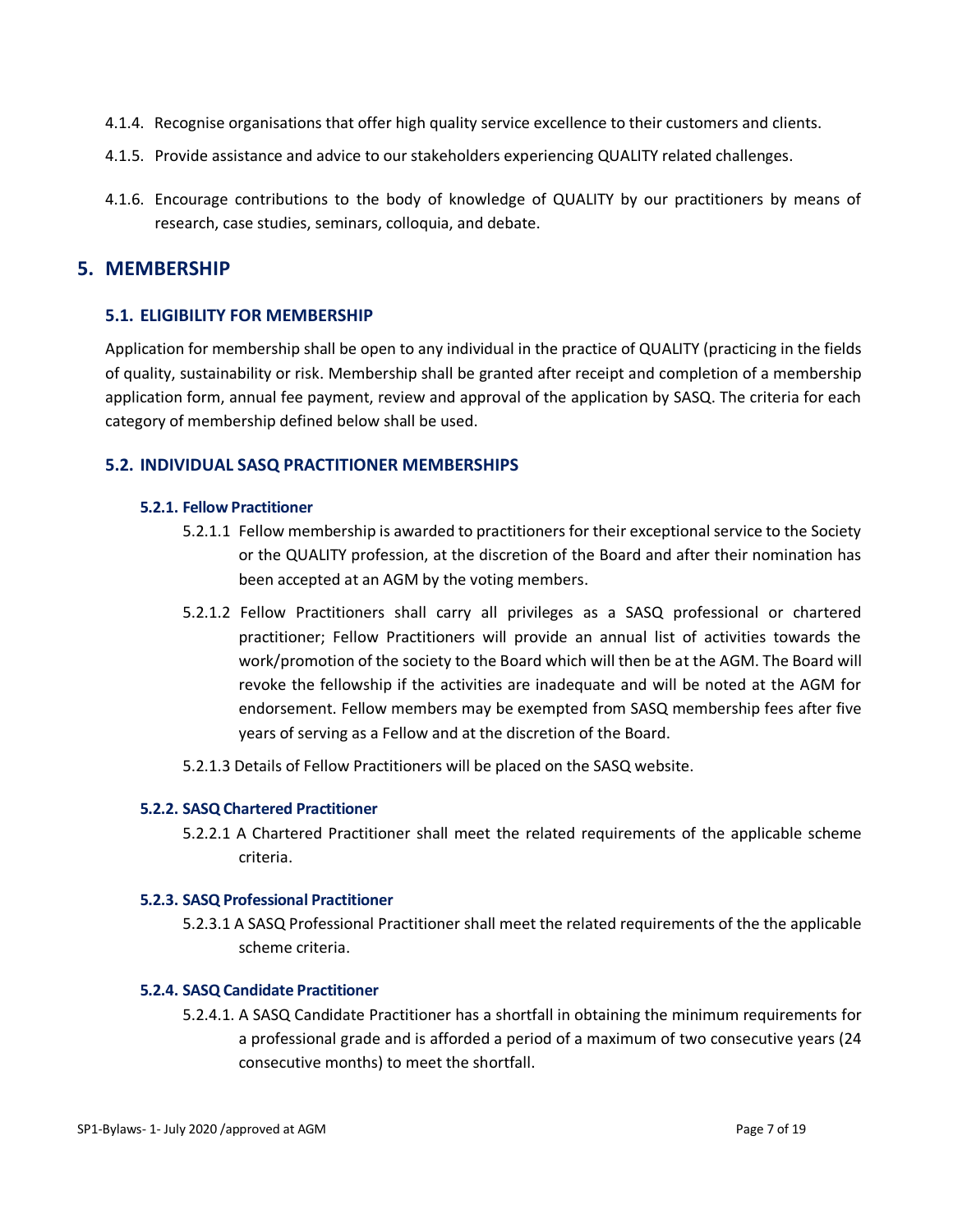4.1.4. Recognise organisations that offer high quality service excellence to their customers and clients.

4.1.5. Provide assistance and advice to our stakeholders experiencing QUALITY related challenges.

4.1.6. Encourage contributions to the body of knowledge of QUALITY by our practitioners by means of research, case studies, seminars, colloquia, and debate.

## 5. MEMBERSHIP

### 5.1. ELIGIBILITY FOR MEMBERSHIP

Application for membership shall be open to any individual in the practice of QUALITY (practicing in the fields of quality, sustainability or risk. Membership shall be granted after receipt and completion of a membership application form, annual fee payment, review and approval of the application by SASQ. The criteria for each category of membership defined below shall be used.

### 5.2. INDIVIDUAL SASQ PRACTITIONER MEMBERSHIPS

#### 5.2.1. Fellow Practitioner

5.2.1.1 Fellow membership is awarded to practitioners for their exceptional service to the Society or the QUALITY profession, at the discretion of the Board and after their nomination has been accepted at an AGM by the voting members.

5.2.1.2 Fellow Practitioners shall carry all privileges as a SASQ professional or chartered practitioner; Fellow Practitioners will provide an annual list of activities towards the work/promotion of the society to the Board which will then be at the AGM. The Board will revoke the fellowship if the activities are inadequate and will be noted at the AGM for endorsement. Fellow members may be exempted from SASQ membership fees after five years of serving as a Fellow and at the discretion of the Board.

5.2.1.3 Details of Fellow Practitioners will be placed on the SASQ website.

#### 5.2.2. SASQ Chartered Practitioner

5.2.2.1 A Chartered Practitioner shall meet the related requirements of the applicable scheme criteria.

#### 5.2.3. SASQ Professional Practitioner

5.2.3.1 A SASQ Professional Practitioner shall meet the related requirements of the the applicable scheme criteria.

#### 5.2.4. SASQ Candidate Practitioner

5.2.4.1. A SASQ Candidate Practitioner has a shortfall in obtaining the minimum requirements for a professional grade and is afforded a period of a maximum of two consecutive years (24 consecutive months) to meet the shortfall.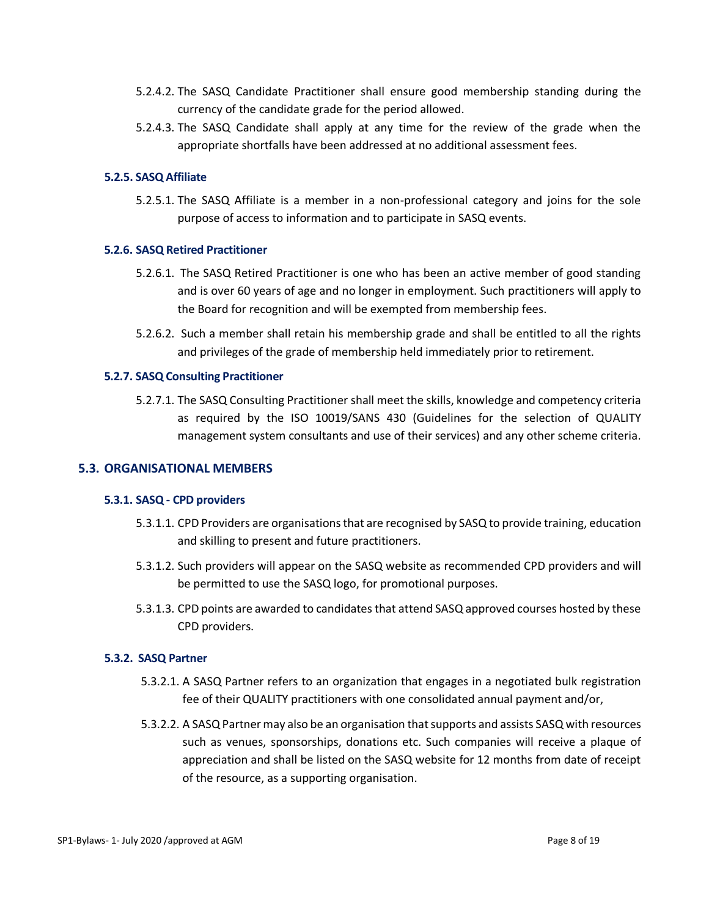5.2.4.2. The SASQ Candidate Practitioner shall ensure good membership standing during the currency of the candidate grade for the period allowed.

5.2.4.3. The SASQ Candidate shall apply at any time for the review of the grade when the appropriate shortfalls have been addressed at no additional assessment fees.

#### 5.2.5. SASQ Affiliate

5.2.5.1. The SASQ Affiliate is a member in a non-professional category and joins for the sole purpose of access to information and to participate in SASQ events.

#### 5.2.6. SASQ Retired Practitioner

5.2.6.1. The SASQ Retired Practitioner is one who has been an active member of good standing and is over 60 years of age and no longer in employment. Such practitioners will apply to the Board for recognition and will be exempted from membership fees.

5.2.6.2. Such a member shall retain his membership grade and shall be entitled to all the rights and privileges of the grade of membership held immediately prior to retirement.

#### 5.2.7. SASQ Consulting Practitioner

5.2.7.1. The SASQ Consulting Practitioner shall meet the skills, knowledge and competency criteria as required by the ISO 10019/SANS 430 (Guidelines for the selection of QUALITY management system consultants and use of their services) and any other scheme criteria.

### 5.3. ORGANISATIONAL MEMBERS

#### 5.3.1. SASQ - CPD providers

5.3.1.1. CPD Providers are organisations that are recognised by SASQ to provide training, education and skilling to present and future practitioners.

5.3.1.2. Such providers will appear on the SASQ website as recommended CPD providers and will be permitted to use the SASQ logo, for promotional purposes.

5.3.1.3. CPD points are awarded to candidates that attend SASQ approved courses hosted by these CPD providers.

#### 5.3.2. SASQ Partner

5.3.2.1. A SASQ Partner refers to an organization that engages in a negotiated bulk registration fee of their QUALITY practitioners with one consolidated annual payment and/or,

5.3.2.2. A SASQ Partner may also be an organisation that supports and assists SASQ with resources such as venues, sponsorships, donations etc. Such companies will receive a plaque of appreciation and shall be listed on the SASQ website for 12 months from date of receipt of the resource, as a supporting organisation.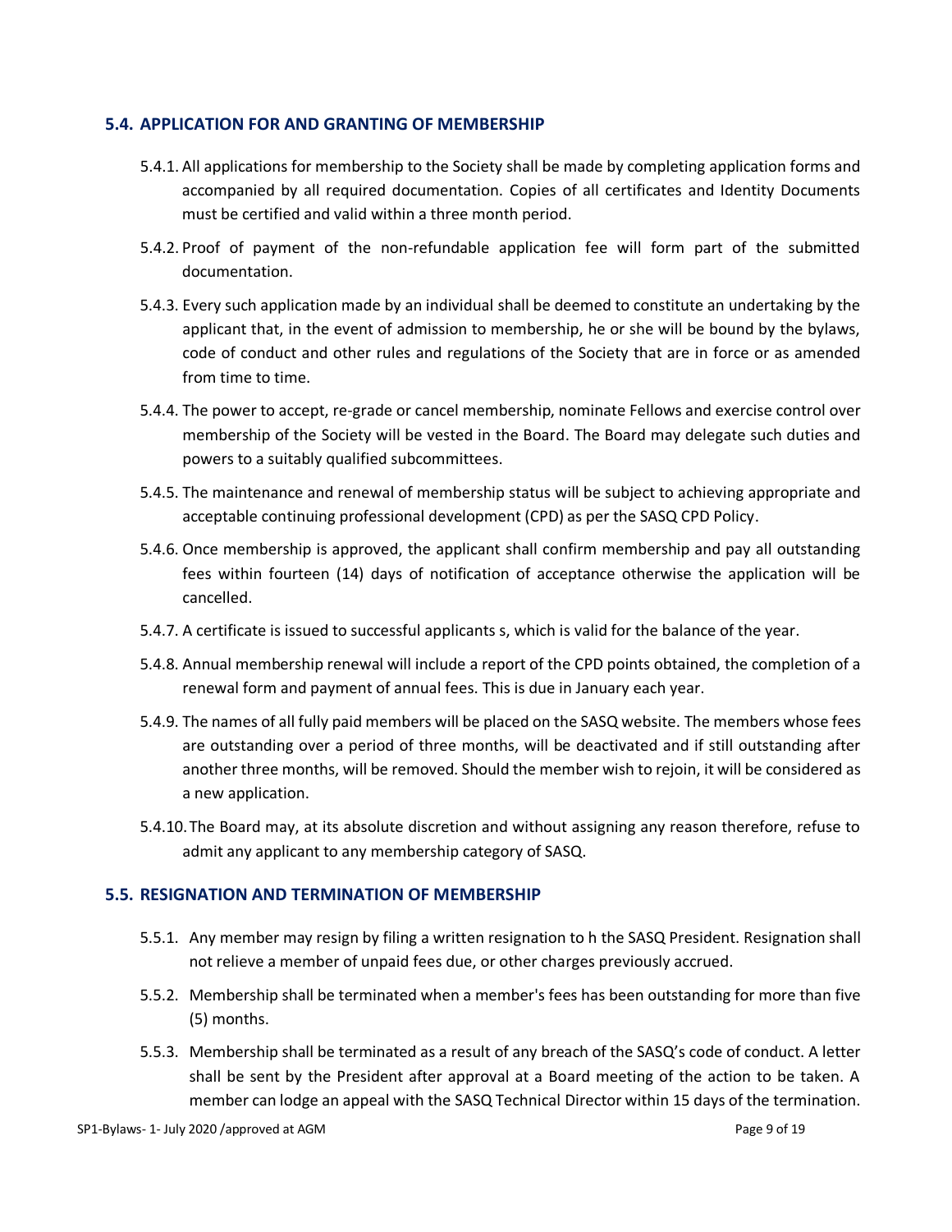### 5.4. APPLICATION FOR AND GRANTING OF MEMBERSHIP

5.4.1. All applications for membership to the Society shall be made by completing application forms and accompanied by all required documentation. Copies of all certificates and Identity Documents must be certified and valid within a three month period.

5.4.2. Proof of payment of the non-refundable application fee will form part of the submitted documentation.

5.4.3. Every such application made by an individual shall be deemed to constitute an undertaking by the applicant that, in the event of admission to membership, he or she will be bound by the bylaws, code of conduct and other rules and regulations of the Society that are in force or as amended from time to time.

5.4.4. The power to accept, re-grade or cancel membership, nominate Fellows and exercise control over membership of the Society will be vested in the Board. The Board may delegate such duties and powers to a suitably qualified subcommittees.

5.4.5. The maintenance and renewal of membership status will be subject to achieving appropriate and acceptable continuing professional development (CPD) as per the SASQ CPD Policy.

5.4.6. Once membership is approved, the applicant shall confirm membership and pay all outstanding fees within fourteen (14) days of notification of acceptance otherwise the application will be cancelled.

5.4.7. A certificate is issued to successful applicants s, which is valid for the balance of the year.

5.4.8. Annual membership renewal will include a report of the CPD points obtained, the completion of a renewal form and payment of annual fees. This is due in January each year.

5.4.9. The names of all fully paid members will be placed on the SASQ website. The members whose fees are outstanding over a period of three months, will be deactivated and if still outstanding after another three months, will be removed. Should the member wish to rejoin, it will be considered as a new application.

5.4.10. The Board may, at its absolute discretion and without assigning any reason therefore, refuse to admit any applicant to any membership category of SASQ.

### 5.5. RESIGNATION AND TERMINATION OF MEMBERSHIP

5.5.1. Any member may resign by filing a written resignation to h the SASQ President. Resignation shall not relieve a member of unpaid fees due, or other charges previously accrued.

5.5.2. Membership shall be terminated when a member's fees has been outstanding for more than five (5) months.

5.5.3. Membership shall be terminated as a result of any breach of the SASQ's code of conduct. A letter shall be sent by the President after approval at a Board meeting of the action to be taken. A member can lodge an appeal with the SASQ Technical Director within 15 days of the termination.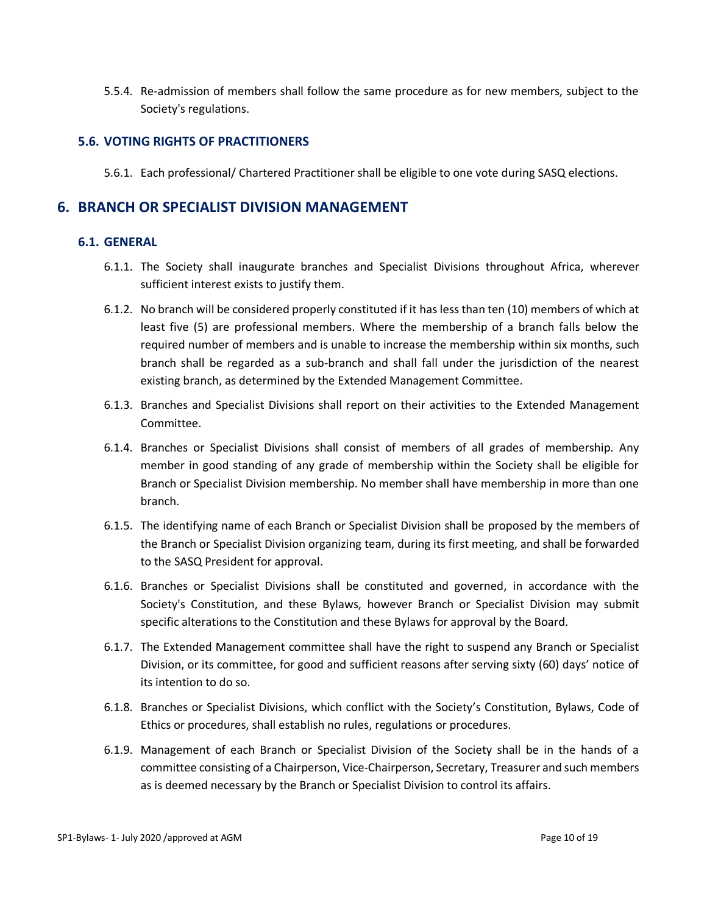5.5.4. Re-admission of members shall follow the same procedure as for new members, subject to the Society's regulations.

### 5.6. VOTING RIGHTS OF PRACTITIONERS

5.6.1. Each professional/ Chartered Practitioner shall be eligible to one vote during SASQ elections.

## 6. BRANCH OR SPECIALIST DIVISION MANAGEMENT

### 6.1. GENERAL

6.1.1. The Society shall inaugurate branches and Specialist Divisions throughout Africa, wherever sufficient interest exists to justify them.

6.1.2. No branch will be considered properly constituted if it has less than ten (10) members of which at least five (5) are professional members. Where the membership of a branch falls below the required number of members and is unable to increase the membership within six months, such branch shall be regarded as a sub-branch and shall fall under the jurisdiction of the nearest existing branch, as determined by the Extended Management Committee.

6.1.3. Branches and Specialist Divisions shall report on their activities to the Extended Management Committee.

6.1.4. Branches or Specialist Divisions shall consist of members of all grades of membership. Any member in good standing of any grade of membership within the Society shall be eligible for Branch or Specialist Division membership. No member shall have membership in more than one branch.

6.1.5. The identifying name of each Branch or Specialist Division shall be proposed by the members of the Branch or Specialist Division organizing team, during its first meeting, and shall be forwarded to the SASQ President for approval.

6.1.6. Branches or Specialist Divisions shall be constituted and governed, in accordance with the Society's Constitution, and these Bylaws, however Branch or Specialist Division may submit specific alterations to the Constitution and these Bylaws for approval by the Board.

6.1.7. The Extended Management committee shall have the right to suspend any Branch or Specialist Division, or its committee, for good and sufficient reasons after serving sixty (60) days' notice of its intention to do so.

6.1.8. Branches or Specialist Divisions, which conflict with the Society's Constitution, Bylaws, Code of Ethics or procedures, shall establish no rules, regulations or procedures.

6.1.9. Management of each Branch or Specialist Division of the Society shall be in the hands of a committee consisting of a Chairperson, Vice-Chairperson, Secretary, Treasurer and such members as is deemed necessary by the Branch or Specialist Division to control its affairs.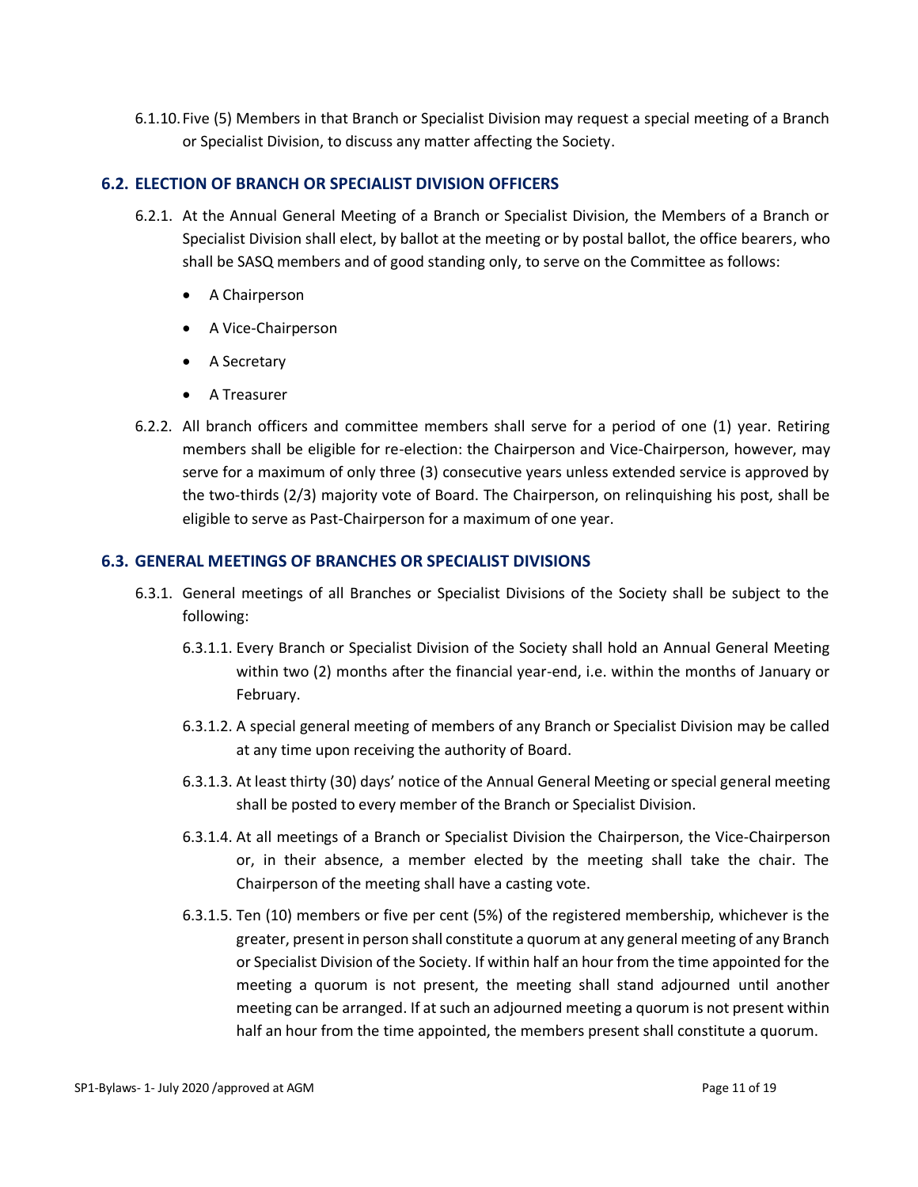6.1.10. Five (5) Members in that Branch or Specialist Division may request a special meeting of a Branch or Specialist Division, to discuss any matter affecting the Society.

## 6.2. ELECTION OF BRANCH OR SPECIALIST DIVISION OFFICERS

6.2.1. At the Annual General Meeting of a Branch or Specialist Division, the Members of a Branch or Specialist Division shall elect, by ballot at the meeting or by postal ballot, the office bearers, who shall be SASQ members and of good standing only, to serve on the Committee as follows:

- A Chairperson
- A Vice-Chairperson
- A Secretary
- A Treasurer

6.2.2. All branch officers and committee members shall serve for a period of one (1) year. Retiring members shall be eligible for re-election: the Chairperson and Vice-Chairperson, however, may serve for a maximum of only three (3) consecutive years unless extended service is approved by the two-thirds (2/3) majority vote of Board. The Chairperson, on relinquishing his post, shall be eligible to serve as Past-Chairperson for a maximum of one year.

## 6.3. GENERAL MEETINGS OF BRANCHES OR SPECIALIST DIVISIONS

6.3.1. General meetings of all Branches or Specialist Divisions of the Society shall be subject to the following:

6.3.1.1. Every Branch or Specialist Division of the Society shall hold an Annual General Meeting within two (2) months after the financial year-end, i.e. within the months of January or February.

6.3.1.2. A special general meeting of members of any Branch or Specialist Division may be called at any time upon receiving the authority of Board.

6.3.1.3. At least thirty (30) days' notice of the Annual General Meeting or special general meeting shall be posted to every member of the Branch or Specialist Division.

6.3.1.4. At all meetings of a Branch or Specialist Division the Chairperson, the Vice-Chairperson or, in their absence, a member elected by the meeting shall take the chair. The Chairperson of the meeting shall have a casting vote.

6.3.1.5. Ten (10) members or five per cent (5%) of the registered membership, whichever is the greater, present in person shall constitute a quorum at any general meeting of any Branch or Specialist Division of the Society. If within half an hour from the time appointed for the meeting a quorum is not present, the meeting shall stand adjourned until another meeting can be arranged. If at such an adjourned meeting a quorum is not present within half an hour from the time appointed, the members present shall constitute a quorum.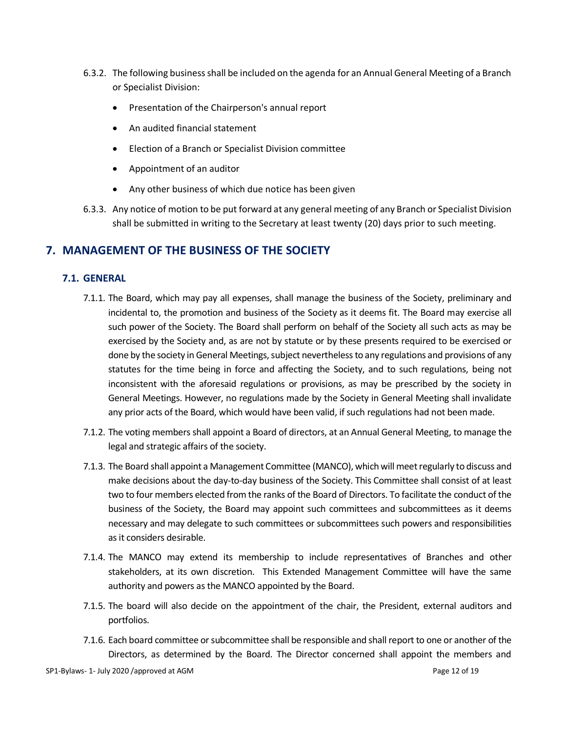6.3.2. The following business shall be included on the agenda for an Annual General Meeting of a Branch or Specialist Division:

- Presentation of the Chairperson's annual report
- An audited financial statement
- Election of a Branch or Specialist Division committee
- Appointment of an auditor
- Any other business of which due notice has been given

6.3.3. Any notice of motion to be put forward at any general meeting of any Branch or Specialist Division shall be submitted in writing to the Secretary at least twenty (20) days prior to such meeting.

## 7. MANAGEMENT OF THE BUSINESS OF THE SOCIETY

### 7.1. GENERAL

7.1.1. The Board, which may pay all expenses, shall manage the business of the Society, preliminary and incidental to, the promotion and business of the Society as it deems fit. The Board may exercise all such power of the Society. The Board shall perform on behalf of the Society all such acts as may be exercised by the Society and, as are not by statute or by these presents required to be exercised or done by the society in General Meetings, subject nevertheless to any regulations and provisions of any statutes for the time being in force and affecting the Society, and to such regulations, being not inconsistent with the aforesaid regulations or provisions, as may be prescribed by the society in General Meetings. However, no regulations made by the Society in General Meeting shall invalidate any prior acts of the Board, which would have been valid, if such regulations had not been made.

7.1.2. The voting members shall appoint a Board of directors, at an Annual General Meeting, to manage the legal and strategic affairs of the society.

7.1.3. The Board shall appoint a Management Committee (MANCO), which will meet regularly to discuss and make decisions about the day-to-day business of the Society. This Committee shall consist of at least two to four members elected from the ranks of the Board of Directors. To facilitate the conduct of the business of the Society, the Board may appoint such committees and subcommittees as it deems necessary and may delegate to such committees or subcommittees such powers and responsibilities as it considers desirable.

7.1.4. The MANCO may extend its membership to include representatives of Branches and other stakeholders, at its own discretion. This Extended Management Committee will have the same authority and powers as the MANCO appointed by the Board.

7.1.5. The board will also decide on the appointment of the chair, the President, external auditors and portfolios.

7.1.6. Each board committee or subcommittee shall be responsible and shall report to one or another of the Directors, as determined by the Board. The Director concerned shall appoint the members and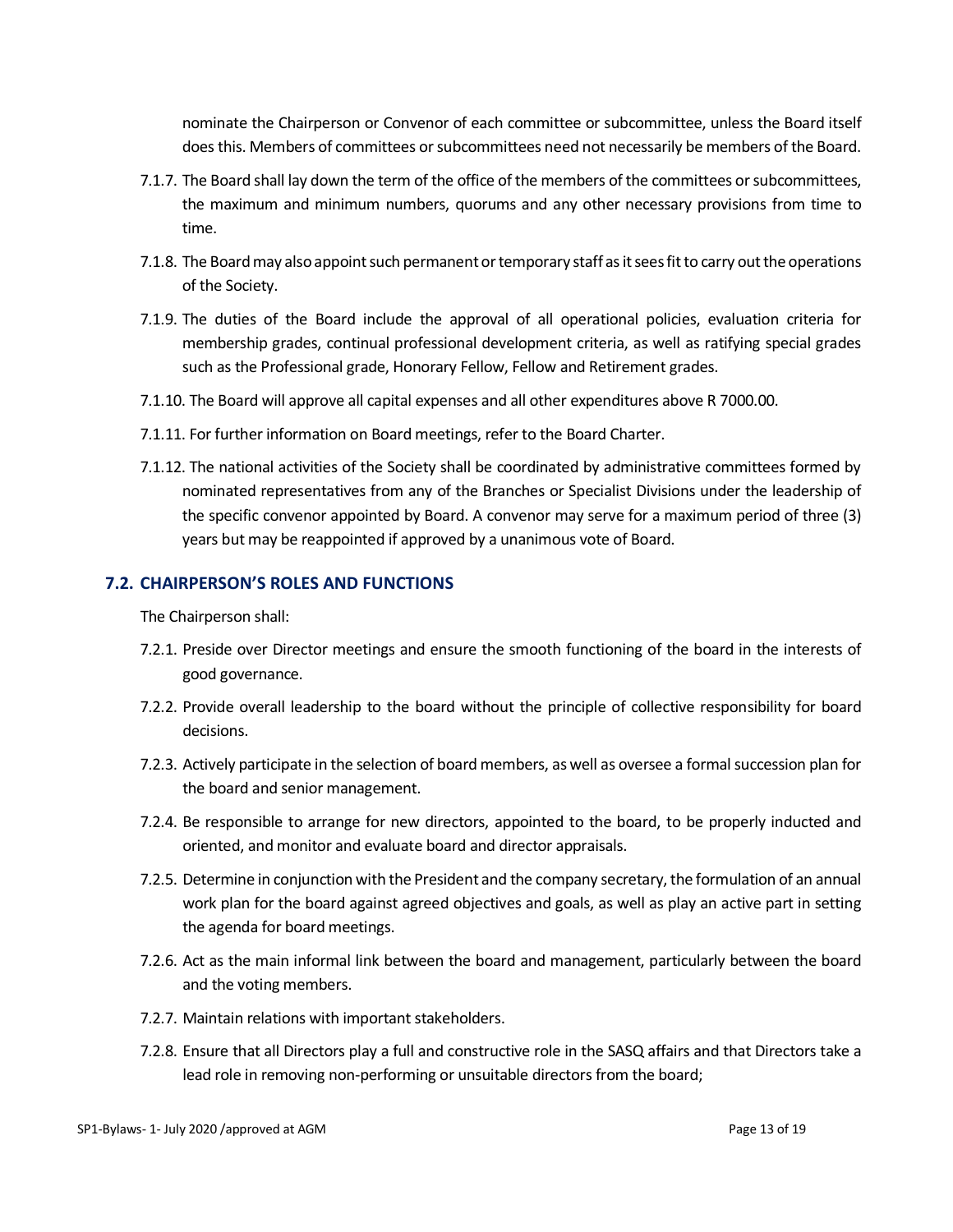nominate the Chairperson or Convenor of each committee or subcommittee, unless the Board itself does this. Members of committees or subcommittees need not necessarily be members of the Board.

7.1.7. The Board shall lay down the term of the office of the members of the committees or subcommittees, the maximum and minimum numbers, quorums and any other necessary provisions from time to time.

7.1.8. The Board may also appoint such permanent or temporary staff as it sees fit to carry out the operations of the Society.

7.1.9. The duties of the Board include the approval of all operational policies, evaluation criteria for membership grades, continual professional development criteria, as well as ratifying special grades such as the Professional grade, Honorary Fellow, Fellow and Retirement grades.

7.1.10. The Board will approve all capital expenses and all other expenditures above R 7000.00.

7.1.11. For further information on Board meetings, refer to the Board Charter.

7.1.12. The national activities of the Society shall be coordinated by administrative committees formed by nominated representatives from any of the Branches or Specialist Divisions under the leadership of the specific convenor appointed by Board. A convenor may serve for a maximum period of three (3) years but may be reappointed if approved by a unanimous vote of Board.

## 7.2. CHAIRPERSON'S ROLES AND FUNCTIONS

The Chairperson shall:

7.2.1. Preside over Director meetings and ensure the smooth functioning of the board in the interests of good governance.

7.2.2. Provide overall leadership to the board without the principle of collective responsibility for board decisions.

7.2.3. Actively participate in the selection of board members, as well as oversee a formal succession plan for the board and senior management.

7.2.4. Be responsible to arrange for new directors, appointed to the board, to be properly inducted and oriented, and monitor and evaluate board and director appraisals.

7.2.5. Determine in conjunction with the President and the company secretary, the formulation of an annual work plan for the board against agreed objectives and goals, as well as play an active part in setting the agenda for board meetings.

7.2.6. Act as the main informal link between the board and management, particularly between the board and the voting members.

7.2.7. Maintain relations with important stakeholders.

7.2.8. Ensure that all Directors play a full and constructive role in the SASQ affairs and that Directors take a lead role in removing non-performing or unsuitable directors from the board;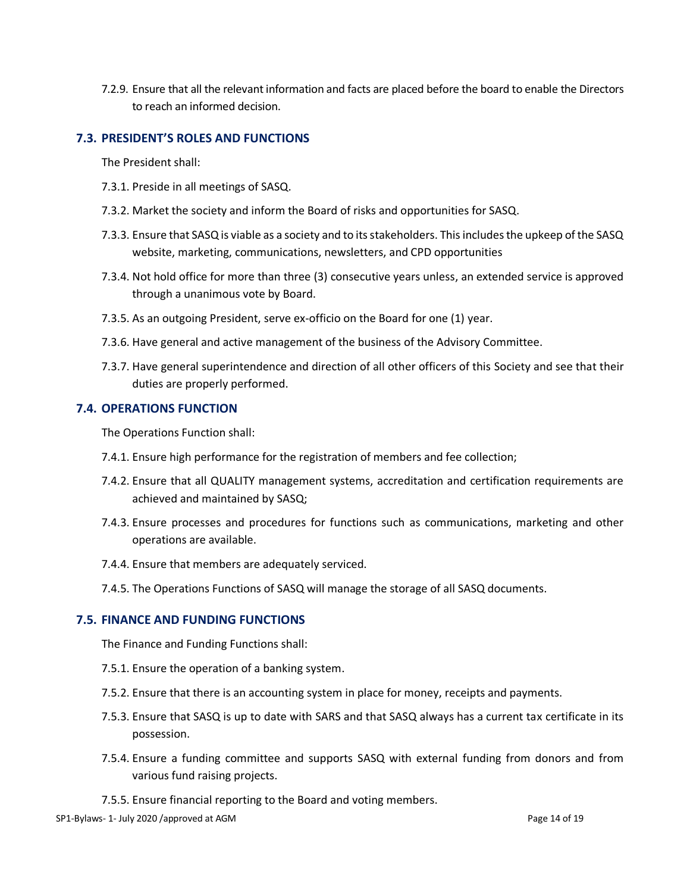7.2.9. Ensure that all the relevant information and facts are placed before the board to enable the Directors to reach an informed decision.

### 7.3. PRESIDENT'S ROLES AND FUNCTIONS

The President shall:

7.3.1. Preside in all meetings of SASQ.

7.3.2. Market the society and inform the Board of risks and opportunities for SASQ.

7.3.3. Ensure that SASQ is viable as a society and to its stakeholders. This includes the upkeep of the SASQ website, marketing, communications, newsletters, and CPD opportunities

7.3.4. Not hold office for more than three (3) consecutive years unless, an extended service is approved through a unanimous vote by Board.

7.3.5. As an outgoing President, serve ex-officio on the Board for one (1) year.

7.3.6. Have general and active management of the business of the Advisory Committee.

7.3.7. Have general superintendence and direction of all other officers of this Society and see that their duties are properly performed.

### 7.4. OPERATIONS FUNCTION

The Operations Function shall:

7.4.1. Ensure high performance for the registration of members and fee collection;

7.4.2. Ensure that all QUALITY management systems, accreditation and certification requirements are achieved and maintained by SASQ;

7.4.3. Ensure processes and procedures for functions such as communications, marketing and other operations are available.

7.4.4. Ensure that members are adequately serviced.

7.4.5. The Operations Functions of SASQ will manage the storage of all SASQ documents.

### 7.5. FINANCE AND FUNDING FUNCTIONS

The Finance and Funding Functions shall:

7.5.1. Ensure the operation of a banking system.

7.5.2. Ensure that there is an accounting system in place for money, receipts and payments.

7.5.3. Ensure that SASQ is up to date with SARS and that SASQ always has a current tax certificate in its possession.

7.5.4. Ensure a funding committee and supports SASQ with external funding from donors and from various fund raising projects.

7.5.5. Ensure financial reporting to the Board and voting members.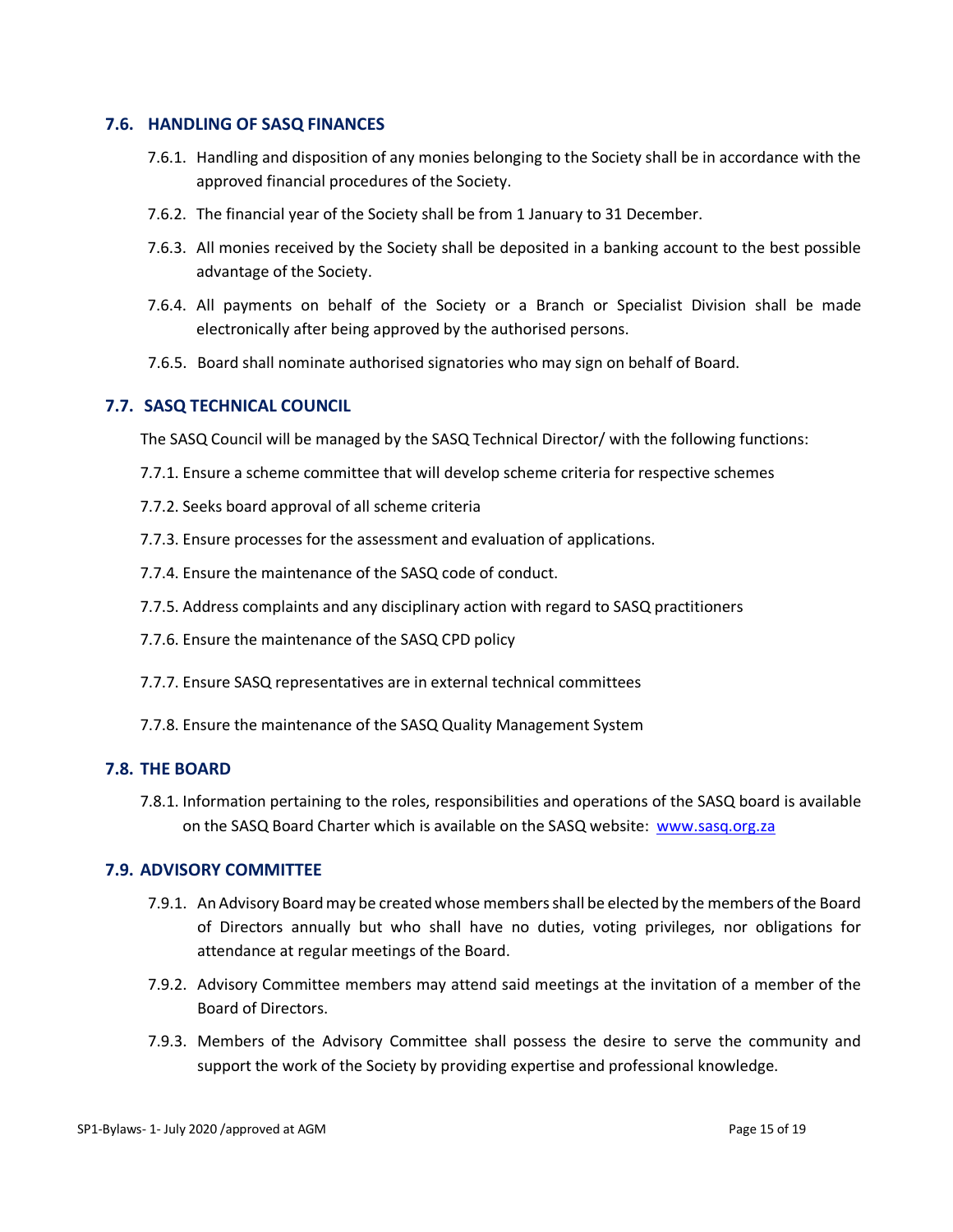### 7.6. HANDLING OF SASQ FINANCES

7.6.1. Handling and disposition of any monies belonging to the Society shall be in accordance with the approved financial procedures of the Society.

7.6.2. The financial year of the Society shall be from 1 January to 31 December.

7.6.3. All monies received by the Society shall be deposited in a banking account to the best possible advantage of the Society.

7.6.4. All payments on behalf of the Society or a Branch or Specialist Division shall be made electronically after being approved by the authorised persons.

7.6.5. Board shall nominate authorised signatories who may sign on behalf of Board.

### 7.7. SASQ TECHNICAL COUNCIL

The SASQ Council will be managed by the SASQ Technical Director/ with the following functions:

7.7.1. Ensure a scheme committee that will develop scheme criteria for respective schemes

7.7.2. Seeks board approval of all scheme criteria

7.7.3. Ensure processes for the assessment and evaluation of applications.

7.7.4. Ensure the maintenance of the SASQ code of conduct.

7.7.5. Address complaints and any disciplinary action with regard to SASQ practitioners

7.7.6. Ensure the maintenance of the SASQ CPD policy

7.7.7. Ensure SASQ representatives are in external technical committees

7.7.8. Ensure the maintenance of the SASQ Quality Management System

### 7.8. THE BOARD

7.8.1. Information pertaining to the roles, responsibilities and operations of the SASQ board is available on the SASQ Board Charter which is available on the SASQ website: [www.sasq.org.za](http://www.sasq.org.za)

### 7.9. ADVISORY COMMITTEE

7.9.1. An Advisory Board may be created whose members shall be elected by the members of the Board of Directors annually but who shall have no duties, voting privileges, nor obligations for attendance at regular meetings of the Board.

7.9.2. Advisory Committee members may attend said meetings at the invitation of a member of the Board of Directors.

7.9.3. Members of the Advisory Committee shall possess the desire to serve the community and support the work of the Society by providing expertise and professional knowledge.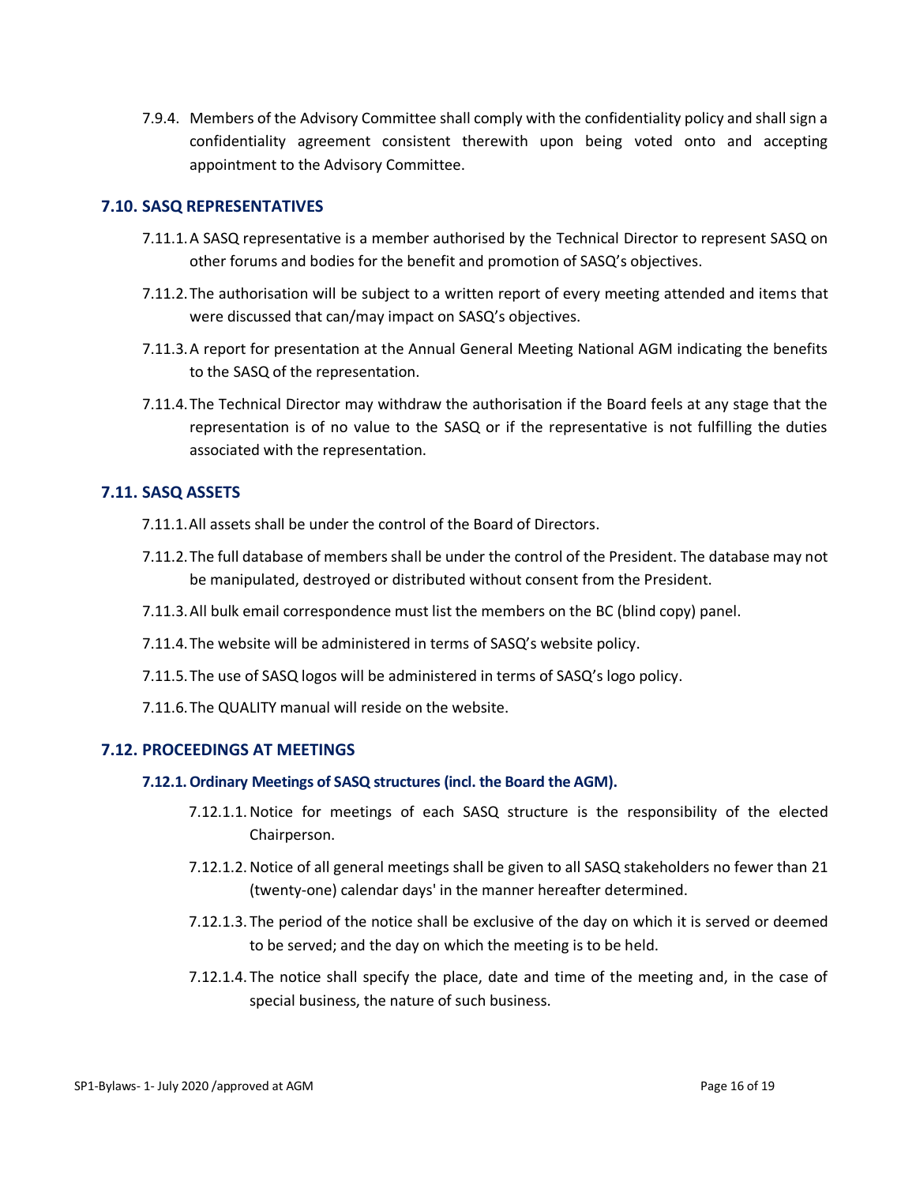7.9.4. Members of the Advisory Committee shall comply with the confidentiality policy and shall sign a confidentiality agreement consistent therewith upon being voted onto and accepting appointment to the Advisory Committee.

### 7.10. SASQ REPRESENTATIVES

7.11.1. A SASQ representative is a member authorised by the Technical Director to represent SASQ on other forums and bodies for the benefit and promotion of SASQ's objectives.

7.11.2. The authorisation will be subject to a written report of every meeting attended and items that were discussed that can/may impact on SASQ's objectives.

7.11.3. A report for presentation at the Annual General Meeting National AGM indicating the benefits to the SASQ of the representation.

7.11.4. The Technical Director may withdraw the authorisation if the Board feels at any stage that the representation is of no value to the SASQ or if the representative is not fulfilling the duties associated with the representation.

### 7.11. SASQ ASSETS

7.11.1. All assets shall be under the control of the Board of Directors.

7.11.2. The full database of members shall be under the control of the President. The database may not be manipulated, destroyed or distributed without consent from the President.

7.11.3. All bulk email correspondence must list the members on the BC (blind copy) panel.

7.11.4. The website will be administered in terms of SASQ's website policy.

7.11.5. The use of SASQ logos will be administered in terms of SASQ's logo policy.

7.11.6. The QUALITY manual will reside on the website.

### 7.12. PROCEEDINGS AT MEETINGS

#### 7.12.1. Ordinary Meetings of SASQ structures (incl. the Board the AGM).

7.12.1.1. Notice for meetings of each SASQ structure is the responsibility of the elected Chairperson.

7.12.1.2. Notice of all general meetings shall be given to all SASQ stakeholders no fewer than 21 (twenty-one) calendar days' in the manner hereafter determined.

7.12.1.3. The period of the notice shall be exclusive of the day on which it is served or deemed to be served; and the day on which the meeting is to be held.

7.12.1.4. The notice shall specify the place, date and time of the meeting and, in the case of special business, the nature of such business.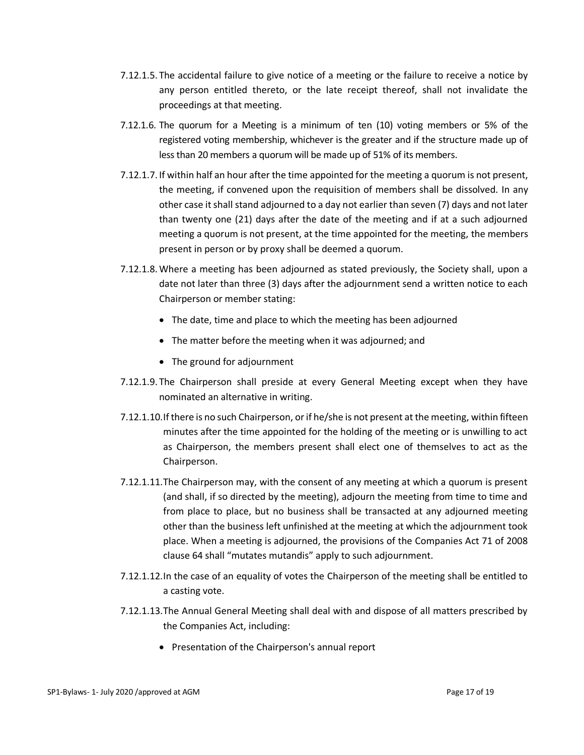7.12.1.5. The accidental failure to give notice of a meeting or the failure to receive a notice by any person entitled thereto, or the late receipt thereof, shall not invalidate the proceedings at that meeting.

7.12.1.6. The quorum for a Meeting is a minimum of ten (10) voting members or 5% of the registered voting membership, whichever is the greater and if the structure made up of less than 20 members a quorum will be made up of 51% of its members.

7.12.1.7. If within half an hour after the time appointed for the meeting a quorum is not present, the meeting, if convened upon the requisition of members shall be dissolved. In any other case it shall stand adjourned to a day not earlier than seven (7) days and not later than twenty one (21) days after the date of the meeting and if at a such adjourned meeting a quorum is not present, at the time appointed for the meeting, the members present in person or by proxy shall be deemed a quorum.

7.12.1.8. Where a meeting has been adjourned as stated previously, the Society shall, upon a date not later than three (3) days after the adjournment send a written notice to each Chairperson or member stating:

- The date, time and place to which the meeting has been adjourned
- The matter before the meeting when it was adjourned; and
- The ground for adjournment

7.12.1.9. The Chairperson shall preside at every General Meeting except when they have nominated an alternative in writing.

7.12.1.10. If there is no such Chairperson, or if he/she is not present at the meeting, within fifteen minutes after the time appointed for the holding of the meeting or is unwilling to act as Chairperson, the members present shall elect one of themselves to act as the Chairperson.

7.12.1.11. The Chairperson may, with the consent of any meeting at which a quorum is present (and shall, if so directed by the meeting), adjourn the meeting from time to time and from place to place, but no business shall be transacted at any adjourned meeting other than the business left unfinished at the meeting at which the adjournment took place. When a meeting is adjourned, the provisions of the Companies Act 71 of 2008 clause 64 shall "mutates mutandis" apply to such adjournment.

7.12.1.12. In the case of an equality of votes the Chairperson of the meeting shall be entitled to a casting vote.

7.12.1.13. The Annual General Meeting shall deal with and dispose of all matters prescribed by the Companies Act, including:

- Presentation of the Chairperson's annual report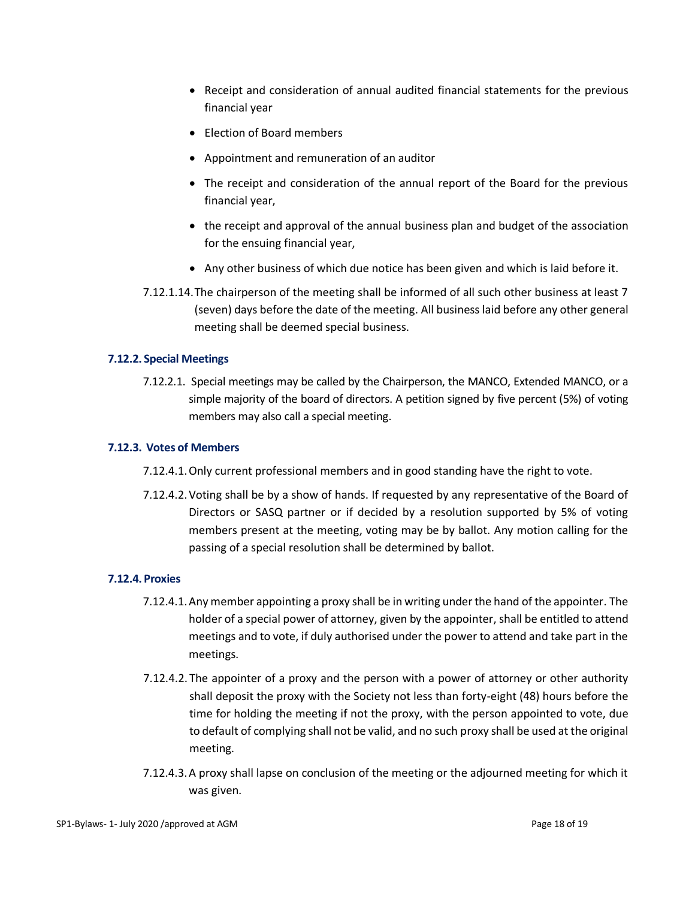- Receipt and consideration of annual audited financial statements for the previous financial year
- Election of Board members
- Appointment and remuneration of an auditor
- The receipt and consideration of the annual report of the Board for the previous financial year,
- the receipt and approval of the annual business plan and budget of the association for the ensuing financial year,
- Any other business of which due notice has been given and which is laid before it.

7.12.1.14. The chairperson of the meeting shall be informed of all such other business at least 7 (seven) days before the date of the meeting. All business laid before any other general meeting shall be deemed special business.

### 7.12.2. Special Meetings

7.12.2.1. Special meetings may be called by the Chairperson, the MANCO, Extended MANCO, or a simple majority of the board of directors. A petition signed by five percent (5%) of voting members may also call a special meeting.

### 7.12.3. Votes of Members

7.12.4.1. Only current professional members and in good standing have the right to vote.

7.12.4.2. Voting shall be by a show of hands. If requested by any representative of the Board of Directors or SASQ partner or if decided by a resolution supported by 5% of voting members present at the meeting, voting may be by ballot. Any motion calling for the passing of a special resolution shall be determined by ballot.

### 7.12.4. Proxies

7.12.4.1. Any member appointing a proxy shall be in writing under the hand of the appointer. The holder of a special power of attorney, given by the appointer, shall be entitled to attend meetings and to vote, if duly authorised under the power to attend and take part in the meetings.

7.12.4.2. The appointer of a proxy and the person with a power of attorney or other authority shall deposit the proxy with the Society not less than forty-eight (48) hours before the time for holding the meeting if not the proxy, with the person appointed to vote, due to default of complying shall not be valid, and no such proxy shall be used at the original meeting.

7.12.4.3. A proxy shall lapse on conclusion of the meeting or the adjourned meeting for which it was given.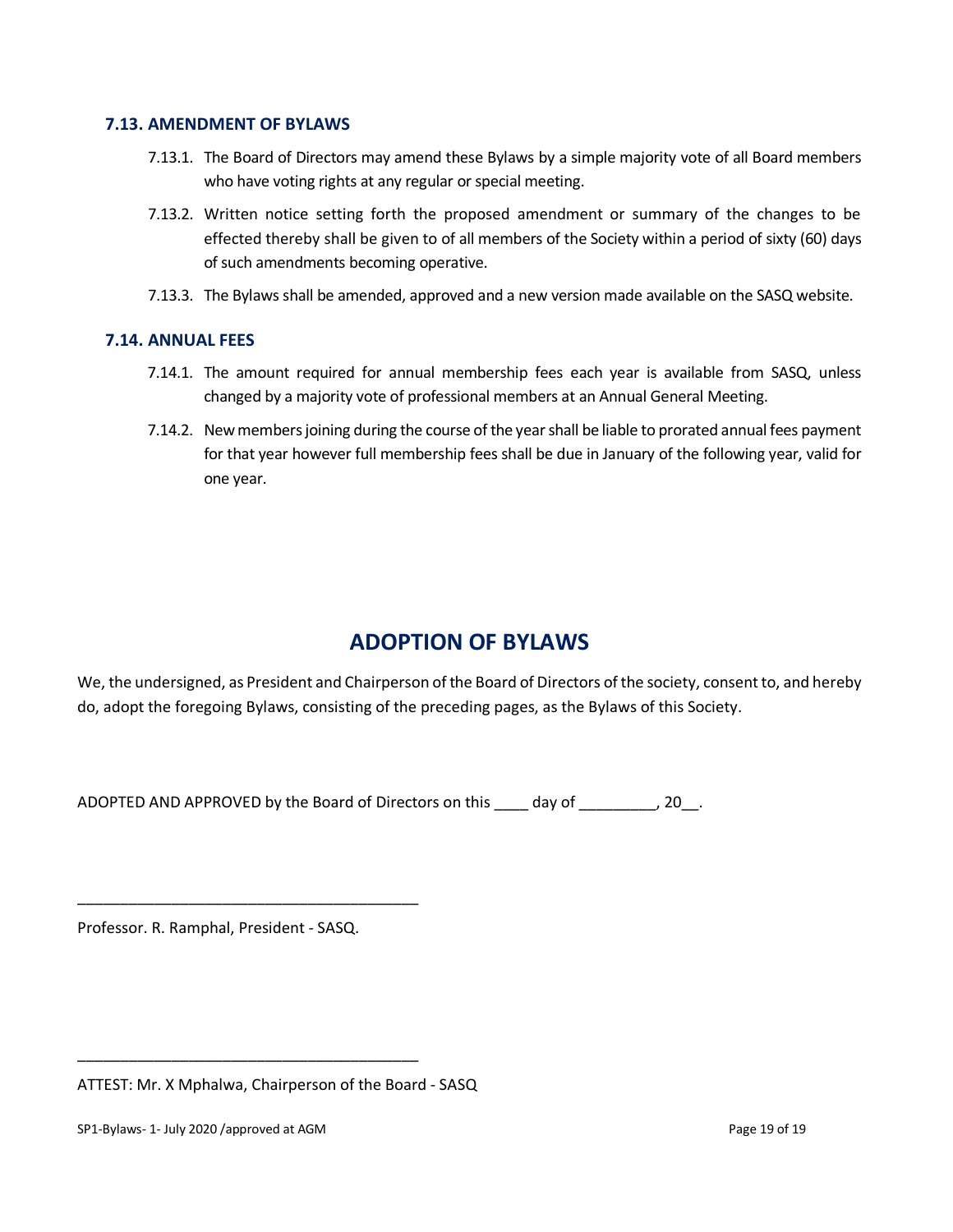### 7.13. AMENDMENT OF BYLAWS

7.13.1. The Board of Directors may amend these Bylaws by a simple majority vote of all Board members who have voting rights at any regular or special meeting.

7.13.2. Written notice setting forth the proposed amendment or summary of the changes to be effected thereby shall be given to of all members of the Society within a period of sixty (60) days of such amendments becoming operative.

7.13.3. The Bylaws shall be amended, approved and a new version made available on the SASQ website.

### 7.14. ANNUAL FEES

7.14.1. The amount required for annual membership fees each year is available from SASQ, unless changed by a majority vote of professional members at an Annual General Meeting.

7.14.2. New members joining during the course of the year shall be liable to prorated annual fees payment for that year however full membership fees shall be due in January of the following year, valid for one year.

## ADOPTION OF BYLAWS

We, the undersigned, as President and Chairperson of the Board of Directors of the society, consent to, and hereby do, adopt the foregoing Bylaws, consisting of the preceding pages, as the Bylaws of this Society.

ADOPTED AND APPROVED by the Board of Directors on this ____ day of _________, 20__.

_________________________________________

Professor. R. Ramphal, President - SASQ.

_________________________________________

ATTEST: Mr. X Mphalwa, Chairperson of the Board - SASQ

SP1-Bylaws- 1- July 2020 /approved at AGM